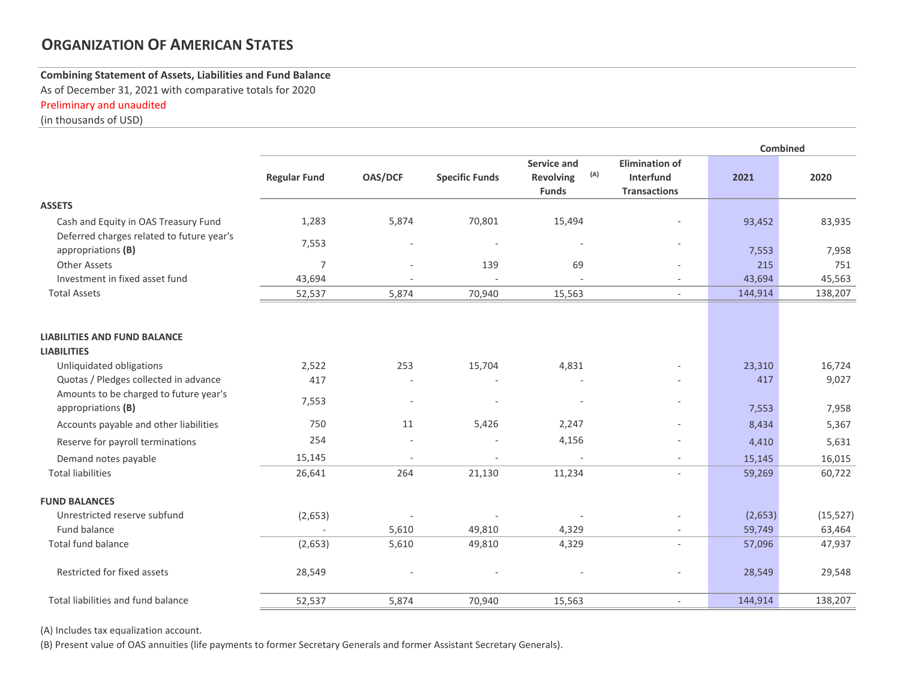# ORGANIZATION OF AMERICAN STATES

**Combining Statement of Assets, Liabilities and Fund Balance**

As of December 31, 2021 with comparative totals for 2020

Preliminary and unaudited

(in thousands of USD)

| | Regular Fund | OAS/DCF | Specific Funds | Service and Revolving Funds (A) | Elimination of Interfund Transactions | Combined 2021 | Combined 2020 |
|---|---|---|---|---|---|---|---|
| **ASSETS** | | | | | | | |
| Cash and Equity in OAS Treasury Fund | 1,283 | 5,874 | 70,801 | 15,494 | - | 93,452 | 83,935 |
| Deferred charges related to future year's appropriations **(B)** | 7,553 | - | - | - | - | 7,553 | 7,958 |
| Other Assets | 7 | - | 139 | 69 | - | 215 | 751 |
| Investment in fixed asset fund | 43,694 | - | - | - | - | 43,694 | 45,563 |
| Total Assets | 52,537 | 5,874 | 70,940 | 15,563 | - | 144,914 | 138,207 |
| **LIABILITIES AND FUND BALANCE** | | | | | | | |
| **LIABILITIES** | | | | | | | |
| Unliquidated obligations | 2,522 | 253 | 15,704 | 4,831 | - | 23,310 | 16,724 |
| Quotas / Pledges collected in advance | 417 | - | - | - | - | 417 | 9,027 |
| Amounts to be charged to future year's appropriations **(B)** | 7,553 | - | - | - | - | 7,553 | 7,958 |
| Accounts payable and other liabilities | 750 | 11 | 5,426 | 2,247 | - | 8,434 | 5,367 |
| Reserve for payroll terminations | 254 | - | - | 4,156 | - | 4,410 | 5,631 |
| Demand notes payable | 15,145 | - | - | - | - | 15,145 | 16,015 |
| Total liabilities | 26,641 | 264 | 21,130 | 11,234 | - | 59,269 | 60,722 |
| **FUND BALANCES** | | | | | | | |
| Unrestricted reserve subfund | (2,653) | - | - | - | - | (2,653) | (15,527) |
| Fund balance | - | 5,610 | 49,810 | 4,329 | - | 59,749 | 63,464 |
| Total fund balance | (2,653) | 5,610 | 49,810 | 4,329 | - | 57,096 | 47,937 |
| Restricted for fixed assets | 28,549 | - | - | - | - | 28,549 | 29,548 |
| Total liabilities and fund balance | 52,537 | 5,874 | 70,940 | 15,563 | - | 144,914 | 138,207 |

(A) Includes tax equalization account.

(B) Present value of OAS annuities (life payments to former Secretary Generals and former Assistant Secretary Generals).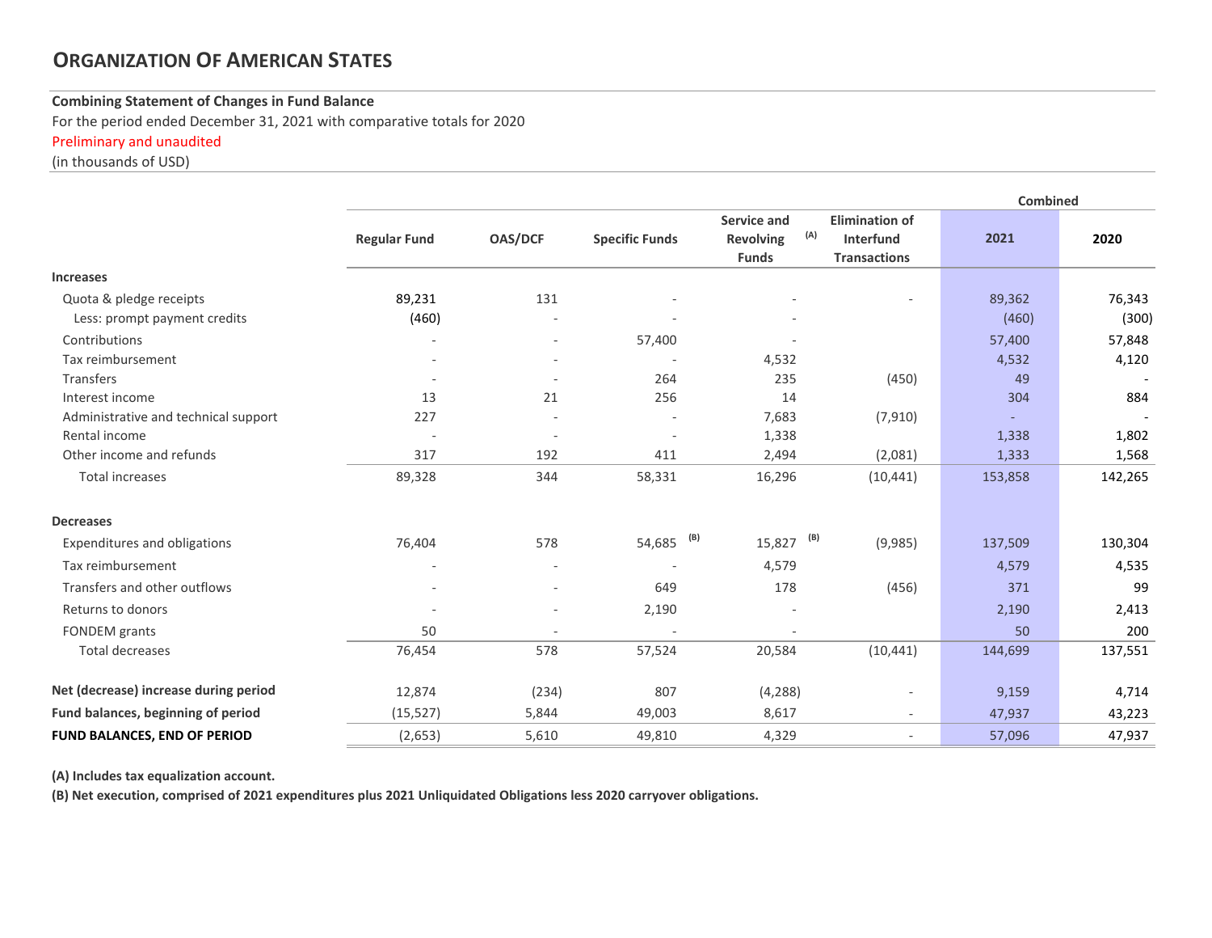# ORGANIZATION OF AMERICAN STATES

**Combining Statement of Changes in Fund Balance**

For the period ended December 31, 2021 with comparative totals for 2020

Preliminary and unaudited

(in thousands of USD)

| | Regular Fund | OAS/DCF | Specific Funds | Service and Revolving Funds (A) | Elimination of Interfund Transactions | Combined 2021 | Combined 2020 |
|---|---|---|---|---|---|---|---|
| **Increases** | | | | | | | |
| Quota & pledge receipts | 89,231 | 131 | - | - | - | 89,362 | 76,343 |
| Less: prompt payment credits | (460) | - | - | - | | (460) | (300) |
| Contributions | - | - | 57,400 | - | | 57,400 | 57,848 |
| Tax reimbursement | - | - | - | 4,532 | | 4,532 | 4,120 |
| Transfers | - | - | 264 | 235 | (450) | 49 | - |
| Interest income | 13 | 21 | 256 | 14 | | 304 | 884 |
| Administrative and technical support | 227 | - | - | 7,683 | (7,910) | - | - |
| Rental income | - | - | - | 1,338 | | 1,338 | 1,802 |
| Other income and refunds | 317 | 192 | 411 | 2,494 | (2,081) | 1,333 | 1,568 |
| Total increases | 89,328 | 344 | 58,331 | 16,296 | (10,441) | 153,858 | 142,265 |
| **Decreases** | | | | | | | |
| Expenditures and obligations | 76,404 | 578 | 54,685 (B) | 15,827 (B) | (9,985) | 137,509 | 130,304 |
| Tax reimbursement | - | - | - | 4,579 | | 4,579 | 4,535 |
| Transfers and other outflows | - | - | 649 | 178 | (456) | 371 | 99 |
| Returns to donors | - | - | 2,190 | - | | 2,190 | 2,413 |
| FONDEM grants | 50 | - | - | - | | 50 | 200 |
| Total decreases | 76,454 | 578 | 57,524 | 20,584 | (10,441) | 144,699 | 137,551 |
| **Net (decrease) increase during period** | 12,874 | (234) | 807 | (4,288) | - | 9,159 | 4,714 |
| **Fund balances, beginning of period** | (15,527) | 5,844 | 49,003 | 8,617 | - | 47,937 | 43,223 |
| **FUND BALANCES, END OF PERIOD** | (2,653) | 5,610 | 49,810 | 4,329 | - | 57,096 | 47,937 |

**(A) Includes tax equalization account.**

**(B) Net execution, comprised of 2021 expenditures plus 2021 Unliquidated Obligations less 2020 carryover obligations.**